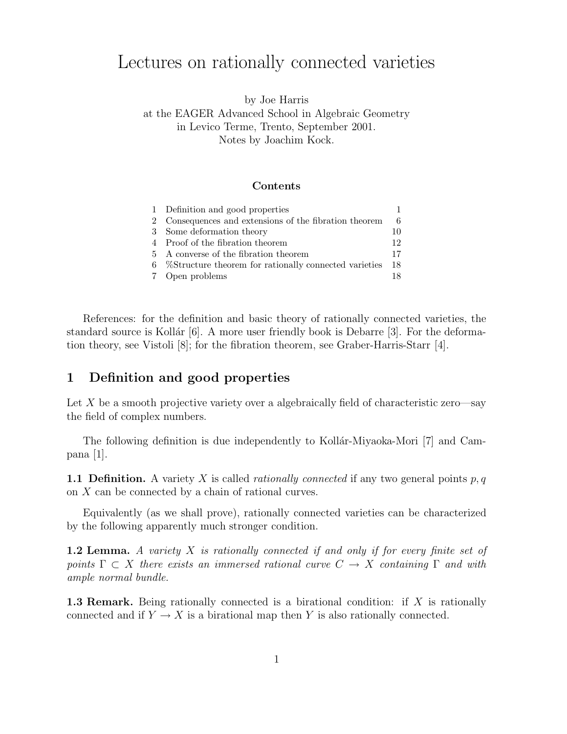# Lectures on rationally connected varieties

by Joe Harris
at the EAGER Advanced School in Algebraic Geometry
in Levico Terme, Trento, September 2001.
Notes by Joachim Kock.

### Contents

| | | |
|---|---|---|
| 1 | Definition and good properties | 1 |
| 2 | Consequences and extensions of the fibration theorem | 6 |
| 3 | Some deformation theory | 10 |
| 4 | Proof of the fibration theorem | 12 |
| 5 | A converse of the fibration theorem | 17 |
| 6 | %Structure theorem for rationally connected varieties | 18 |
| 7 | Open problems | 18 |

References: for the definition and basic theory of rationally connected varieties, the standard source is Kollár [6]. A more user friendly book is Debarre [3]. For the deformation theory, see Vistoli [8]; for the fibration theorem, see Graber-Harris-Starr [4].

## 1 Definition and good properties

Let $X$ be a smooth projective variety over a algebraically field of characteristic zero—say the field of complex numbers.

The following definition is due independently to Kollár-Miyaoka-Mori [7] and Campana [1].

**1.1 Definition.** A variety $X$ is called *rationally connected* if any two general points $p, q$ on $X$ can be connected by a chain of rational curves.

Equivalently (as we shall prove), rationally connected varieties can be characterized by the following apparently much stronger condition.

**1.2 Lemma.** *A variety $X$ is rationally connected if and only if for every finite set of points $\Gamma \subset X$ there exists an immersed rational curve $C \to X$ containing $\Gamma$ and with ample normal bundle.*

**1.3 Remark.** Being rationally connected is a birational condition: if $X$ is rationally connected and if $Y \to X$ is a birational map then $Y$ is also rationally connected.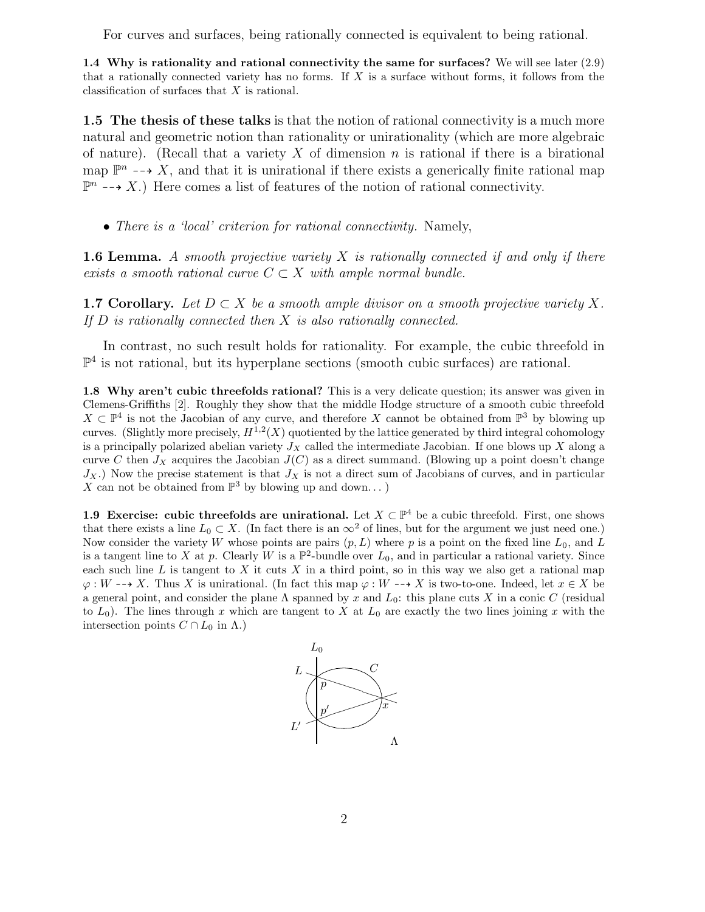For curves and surfaces, being rationally connected is equivalent to being rational.

**1.4 Why is rationality and rational connectivity the same for surfaces?** We will see later (2.9) that a rationally connected variety has no forms. If $X$ is a surface without forms, it follows from the classification of surfaces that $X$ is rational.

**1.5 The thesis of these talks** is that the notion of rational connectivity is a much more natural and geometric notion than rationality or unirationality (which are more algebraic of nature). (Recall that a variety $X$ of dimension $n$ is rational if there is a birational map $\mathbb{P}^n \dashrightarrow X$, and that it is unirational if there exists a generically finite rational map $\mathbb{P}^n \dashrightarrow X$.) Here comes a list of features of the notion of rational connectivity.

- *There is a 'local' criterion for rational connectivity.* Namely,

**1.6 Lemma.** *A smooth projective variety $X$ is rationally connected if and only if there exists a smooth rational curve $C \subset X$ with ample normal bundle.*

**1.7 Corollary.** *Let $D \subset X$ be a smooth ample divisor on a smooth projective variety $X$. If $D$ is rationally connected then $X$ is also rationally connected.*

In contrast, no such result holds for rationality. For example, the cubic threefold in $\mathbb{P}^4$ is not rational, but its hyperplane sections (smooth cubic surfaces) are rational.

**1.8 Why aren't cubic threefolds rational?** This is a very delicate question; its answer was given in Clemens-Griffiths [2]. Roughly they show that the middle Hodge structure of a smooth cubic threefold $X \subset \mathbb{P}^4$ is not the Jacobian of any curve, and therefore $X$ cannot be obtained from $\mathbb{P}^3$ by blowing up curves. (Slightly more precisely, $H^{1,2}(X)$ quotiented by the lattice generated by third integral cohomology is a principally polarized abelian variety $J_X$ called the intermediate Jacobian. If one blows up $X$ along a curve $C$ then $J_X$ acquires the Jacobian $J(C)$ as a direct summand. (Blowing up a point doesn't change $J_X$.) Now the precise statement is that $J_X$ is not a direct sum of Jacobians of curves, and in particular $X$ can not be obtained from $\mathbb{P}^3$ by blowing up and down... )

**1.9 Exercise: cubic threefolds are unirational.** Let $X \subset \mathbb{P}^4$ be a cubic threefold. First, one shows that there exists a line $L_0 \subset X$. (In fact there is an $\infty^2$ of lines, but for the argument we just need one.) Now consider the variety $W$ whose points are pairs $(p, L)$ where $p$ is a point on the fixed line $L_0$, and $L$ is a tangent line to $X$ at $p$. Clearly $W$ is a $\mathbb{P}^2$-bundle over $L_0$, and in particular a rational variety. Since each such line $L$ is tangent to $X$ it cuts $X$ in a third point, so in this way we also get a rational map $\varphi : W \dashrightarrow X$. Thus $X$ is unirational. (In fact this map $\varphi : W \dashrightarrow X$ is two-to-one. Indeed, let $x \in X$ be a general point, and consider the plane $\Lambda$ spanned by $x$ and $L_0$: this plane cuts $X$ in a conic $C$ (residual to $L_0$). The lines through $x$ which are tangent to $X$ at $L_0$ are exactly the two lines joining $x$ with the intersection points $C \cap L_0$ in $\Lambda$.)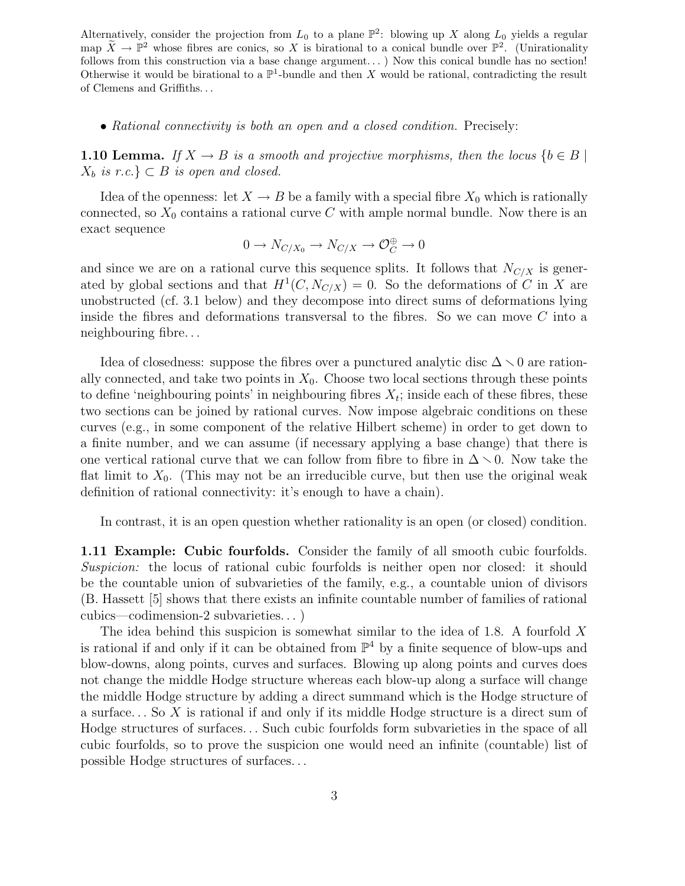Alternatively, consider the projection from $L_0$ to a plane $\mathbb{P}^2$: blowing up $X$ along $L_0$ yields a regular map $\widetilde{X} \to \mathbb{P}^2$ whose fibres are conics, so $X$ is birational to a conical bundle over $\mathbb{P}^2$. (Unirationality follows from this construction via a base change argument... ) Now this conical bundle has no section! Otherwise it would be birational to a $\mathbb{P}^1$-bundle and then $X$ would be rational, contradicting the result of Clemens and Griffiths...

- *Rational connectivity is both an open and a closed condition.* Precisely:

**1.10 Lemma.** *If $X \to B$ is a smooth and projective morphisms, then the locus $\{b \in B \mid X_b \text{ is r.c.}\} \subset B$ is open and closed.*

Idea of the openness: let $X \to B$ be a family with a special fibre $X_0$ which is rationally connected, so $X_0$ contains a rational curve $C$ with ample normal bundle. Now there is an exact sequence

$$0 \to N_{C/X_0} \to N_{C/X} \to \mathcal{O}_C^{\oplus} \to 0$$

and since we are on a rational curve this sequence splits. It follows that $N_{C/X}$ is generated by global sections and that $H^1(C, N_{C/X}) = 0$. So the deformations of $C$ in $X$ are unobstructed (cf. 3.1 below) and they decompose into direct sums of deformations lying inside the fibres and deformations transversal to the fibres. So we can move $C$ into a neighbouring fibre...

Idea of closedness: suppose the fibres over a punctured analytic disc $\Delta \smallsetminus 0$ are rationally connected, and take two points in $X_0$. Choose two local sections through these points to define 'neighbouring points' in neighbouring fibres $X_t$; inside each of these fibres, these two sections can be joined by rational curves. Now impose algebraic conditions on these curves (e.g., in some component of the relative Hilbert scheme) in order to get down to a finite number, and we can assume (if necessary applying a base change) that there is one vertical rational curve that we can follow from fibre to fibre in $\Delta \smallsetminus 0$. Now take the flat limit to $X_0$. (This may not be an irreducible curve, but then use the original weak definition of rational connectivity: it's enough to have a chain).

In contrast, it is an open question whether rationality is an open (or closed) condition.

**1.11 Example: Cubic fourfolds.** Consider the family of all smooth cubic fourfolds. *Suspicion:* the locus of rational cubic fourfolds is neither open nor closed: it should be the countable union of subvarieties of the family, e.g., a countable union of divisors (B. Hassett [5] shows that there exists an infinite countable number of families of rational cubics—codimension-2 subvarieties... )

The idea behind this suspicion is somewhat similar to the idea of 1.8. A fourfold $X$ is rational if and only if it can be obtained from $\mathbb{P}^4$ by a finite sequence of blow-ups and blow-downs, along points, curves and surfaces. Blowing up along points and curves does not change the middle Hodge structure whereas each blow-up along a surface will change the middle Hodge structure by adding a direct summand which is the Hodge structure of a surface... So $X$ is rational if and only if its middle Hodge structure is a direct sum of Hodge structures of surfaces... Such cubic fourfolds form subvarieties in the space of all cubic fourfolds, so to prove the suspicion one would need an infinite (countable) list of possible Hodge structures of surfaces...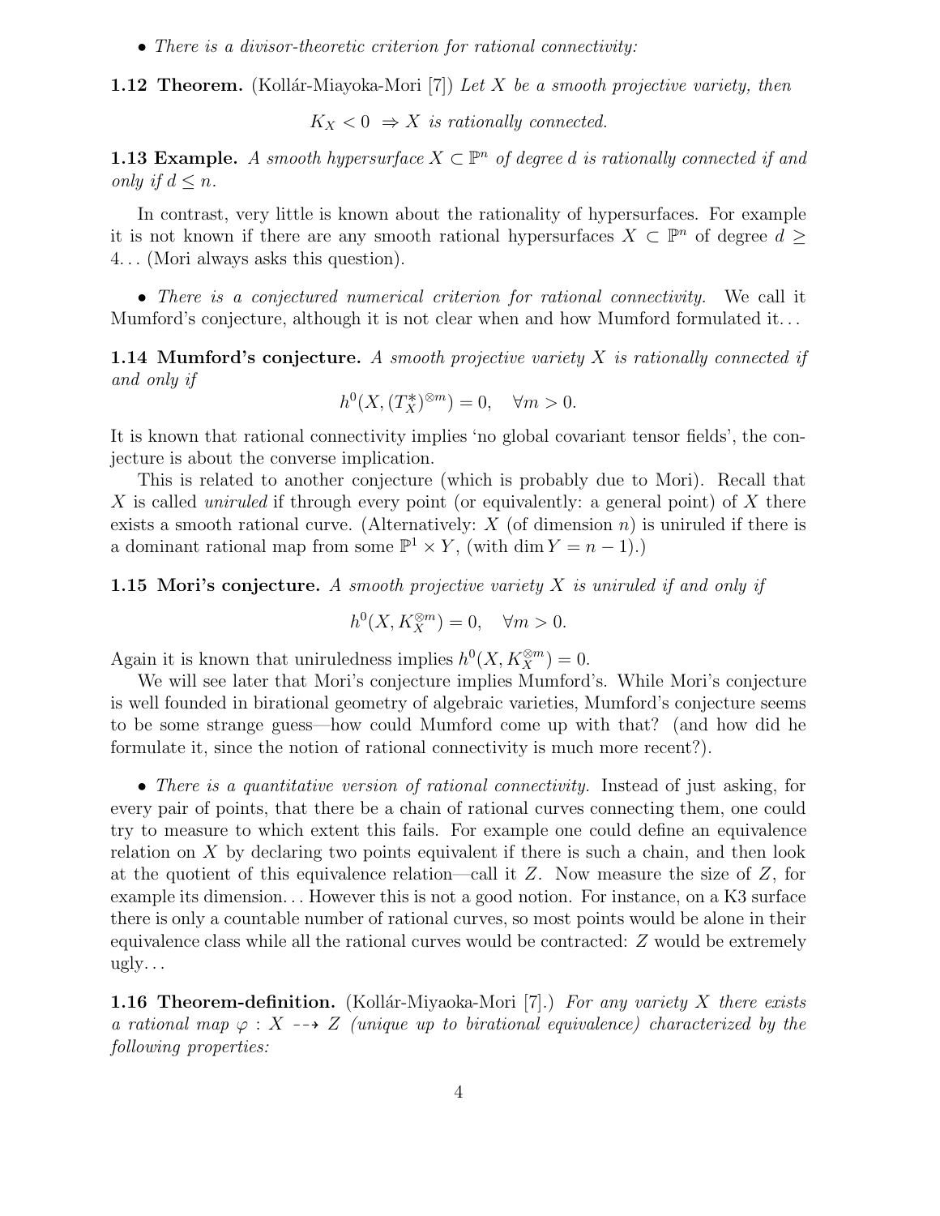- *There is a divisor-theoretic criterion for rational connectivity:*

**1.12 Theorem.** (Kollár-Miayoka-Mori [7]) *Let $X$ be a smooth projective variety, then*

$$K_X < 0 \ \Rightarrow X \text{ is rationally connected.}$$

**1.13 Example.** *A smooth hypersurface $X \subset \mathbb{P}^n$ of degree $d$ is rationally connected if and only if $d \leq n$.*

In contrast, very little is known about the rationality of hypersurfaces. For example it is not known if there are any smooth rational hypersurfaces $X \subset \mathbb{P}^n$ of degree $d \geq 4$... (Mori always asks this question).

- *There is a conjectured numerical criterion for rational connectivity.* We call it Mumford's conjecture, although it is not clear when and how Mumford formulated it...

**1.14 Mumford's conjecture.** *A smooth projective variety $X$ is rationally connected if and only if*

$$h^0(X, (T_X^*)^{\otimes m}) = 0, \quad \forall m > 0.$$

It is known that rational connectivity implies 'no global covariant tensor fields', the conjecture is about the converse implication.

This is related to another conjecture (which is probably due to Mori). Recall that $X$ is called *uniruled* if through every point (or equivalently: a general point) of $X$ there exists a smooth rational curve. (Alternatively: $X$ (of dimension $n$) is uniruled if there is a dominant rational map from some $\mathbb{P}^1 \times Y$, (with $\dim Y = n-1$).)

**1.15 Mori's conjecture.** *A smooth projective variety $X$ is uniruled if and only if*

$$h^0(X, K_X^{\otimes m}) = 0, \quad \forall m > 0.$$

Again it is known that uniruledness implies $h^0(X, K_X^{\otimes m}) = 0$.

We will see later that Mori's conjecture implies Mumford's. While Mori's conjecture is well founded in birational geometry of algebraic varieties, Mumford's conjecture seems to be some strange guess—how could Mumford come up with that? (and how did he formulate it, since the notion of rational connectivity is much more recent?).

- *There is a quantitative version of rational connectivity.* Instead of just asking, for every pair of points, that there be a chain of rational curves connecting them, one could try to measure to which extent this fails. For example one could define an equivalence relation on $X$ by declaring two points equivalent if there is such a chain, and then look at the quotient of this equivalence relation—call it $Z$. Now measure the size of $Z$, for example its dimension... However this is not a good notion. For instance, on a K3 surface there is only a countable number of rational curves, so most points would be alone in their equivalence class while all the rational curves would be contracted: $Z$ would be extremely ugly...

**1.16 Theorem-definition.** (Kollár-Miyaoka-Mori [7].) *For any variety $X$ there exists a rational map $\varphi : X \dashrightarrow Z$ (unique up to birational equivalence) characterized by the following properties:*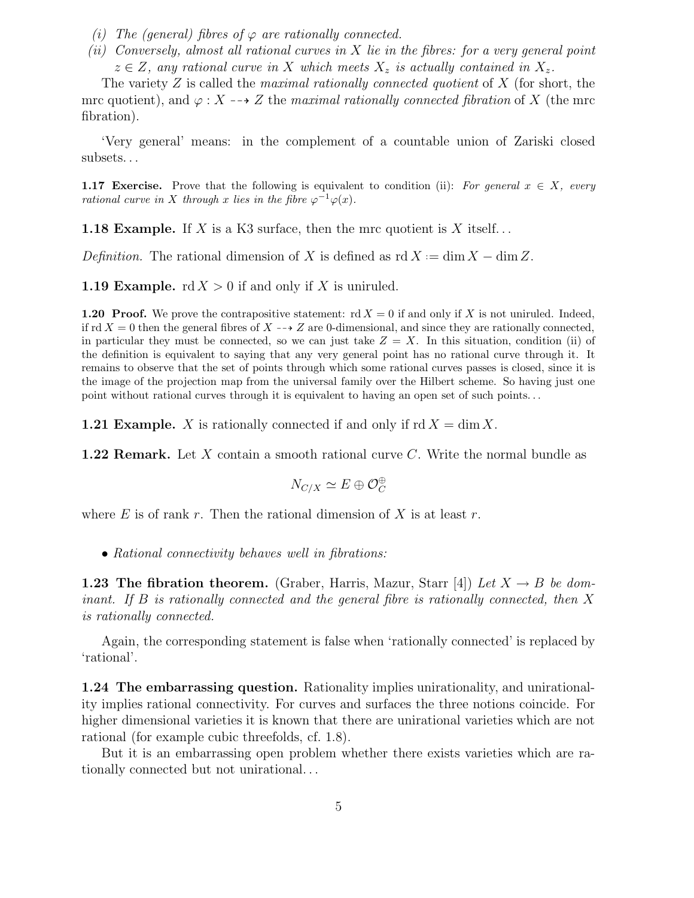*(i) The (general) fibres of $\varphi$ are rationally connected.*

*(ii) Conversely, almost all rational curves in $X$ lie in the fibres: for a very general point $z \in Z$, any rational curve in $X$ which meets $X_z$ is actually contained in $X_z$.*

The variety $Z$ is called the *maximal rationally connected quotient* of $X$ (for short, the mrc quotient), and $\varphi : X \dashrightarrow Z$ the *maximal rationally connected fibration* of $X$ (the mrc fibration).

'Very general' means: in the complement of a countable union of Zariski closed subsets. . .

**1.17 Exercise.** Prove that the following is equivalent to condition (ii): *For general $x \in X$, every rational curve in $X$ through $x$ lies in the fibre $\varphi^{-1}\varphi(x)$.*

**1.18 Example.** If $X$ is a K3 surface, then the mrc quotient is $X$ itself. . .

*Definition.* The rational dimension of $X$ is defined as $\operatorname{rd} X := \dim X - \dim Z$.

**1.19 Example.** $\operatorname{rd} X > 0$ if and only if $X$ is uniruled.

**1.20 Proof.** We prove the contrapositive statement: $\operatorname{rd} X = 0$ if and only if $X$ is not uniruled. Indeed, if $\operatorname{rd} X = 0$ then the general fibres of $X \dashrightarrow Z$ are 0-dimensional, and since they are rationally connected, in particular they must be connected, so we can just take $Z = X$. In this situation, condition (ii) of the definition is equivalent to saying that any very general point has no rational curve through it. It remains to observe that the set of points through which some rational curves passes is closed, since it is the image of the projection map from the universal family over the Hilbert scheme. So having just one point without rational curves through it is equivalent to having an open set of such points. . .

**1.21 Example.** $X$ is rationally connected if and only if $\operatorname{rd} X = \dim X$.

**1.22 Remark.** Let $X$ contain a smooth rational curve $C$. Write the normal bundle as

$$N_{C/X} \simeq E \oplus \mathcal{O}_C^{\oplus}$$

where $E$ is of rank $r$. Then the rational dimension of $X$ is at least $r$.

- *Rational connectivity behaves well in fibrations:*

**1.23 The fibration theorem.** (Graber, Harris, Mazur, Starr [4]) *Let $X \to B$ be dominant. If $B$ is rationally connected and the general fibre is rationally connected, then $X$ is rationally connected.*

Again, the corresponding statement is false when 'rationally connected' is replaced by 'rational'.

**1.24 The embarrassing question.** Rationality implies unirationality, and unirationality implies rational connectivity. For curves and surfaces the three notions coincide. For higher dimensional varieties it is known that there are unirational varieties which are not rational (for example cubic threefolds, cf. 1.8).

But it is an embarrassing open problem whether there exists varieties which are rationally connected but not unirational. . .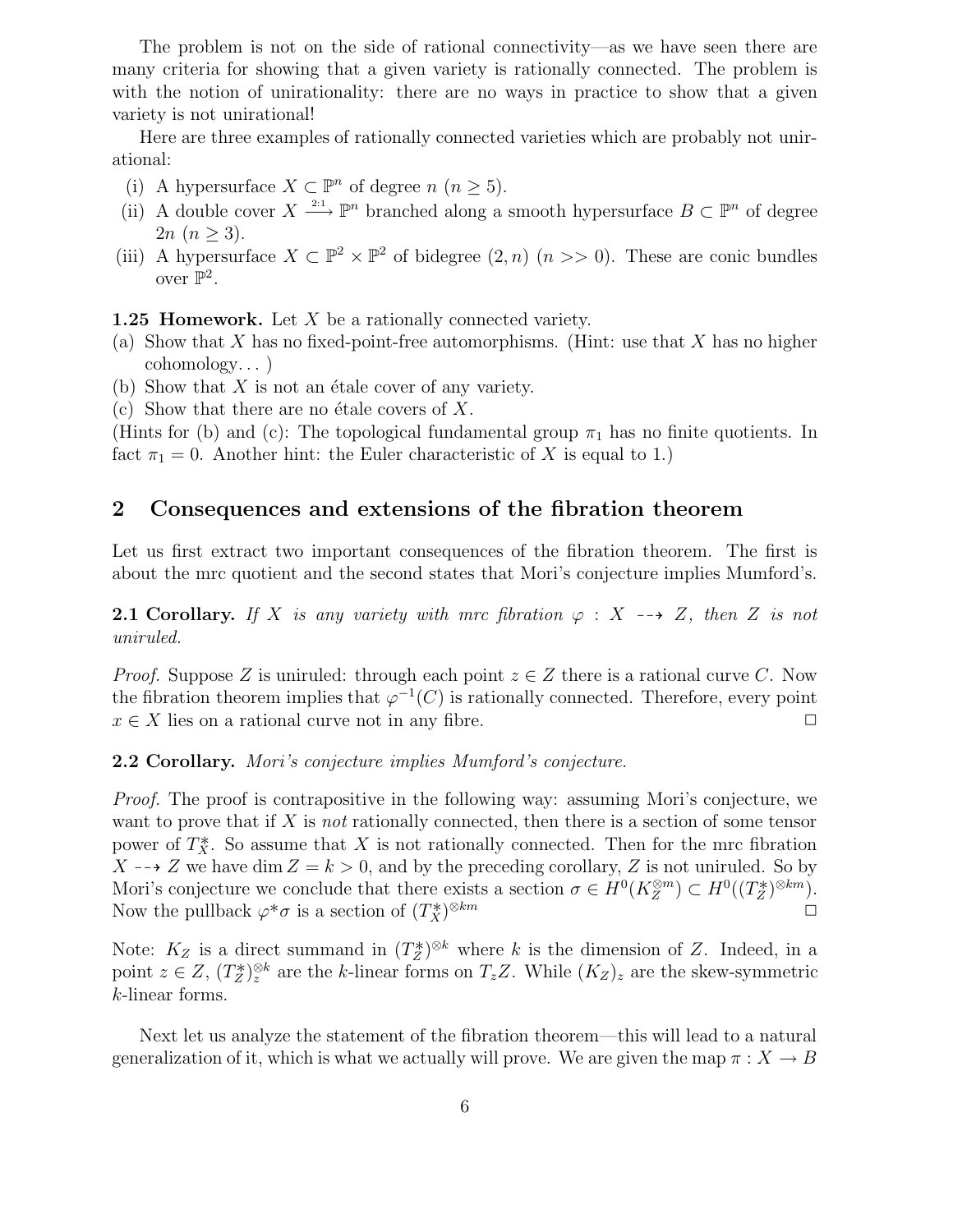The problem is not on the side of rational connectivity—as we have seen there are many criteria for showing that a given variety is rationally connected. The problem is with the notion of unirationality: there are no ways in practice to show that a given variety is not unirational!

Here are three examples of rationally connected varieties which are probably not unirational:

(i) A hypersurface $X \subset \mathbb{P}^n$ of degree $n$ ($n \geq 5$).

(ii) A double cover $X \xrightarrow{2:1} \mathbb{P}^n$ branched along a smooth hypersurface $B \subset \mathbb{P}^n$ of degree $2n$ ($n \geq 3$).

(iii) A hypersurface $X \subset \mathbb{P}^2 \times \mathbb{P}^2$ of bidegree $(2, n)$ ($n >> 0$). These are conic bundles over $\mathbb{P}^2$.

**1.25 Homework.** Let $X$ be a rationally connected variety.

(a) Show that $X$ has no fixed-point-free automorphisms. (Hint: use that $X$ has no higher cohomology... )

(b) Show that $X$ is not étale cover of any variety.

(c) Show that there are no étale covers of $X$.

(Hints for (b) and (c): The topological fundamental group $\pi_1$ has no finite quotients. In fact $\pi_1 = 0$. Another hint: the Euler characteristic of $X$ is equal to 1.)

## 2 Consequences and extensions of the fibration theorem

Let us first extract two important consequences of the fibration theorem. The first is about the mrc quotient and the second states that Mori's conjecture implies Mumford's.

**2.1 Corollary.** *If $X$ is any variety with mrc fibration $\varphi : X \dashrightarrow Z$, then $Z$ is not uniruled.*

*Proof.* Suppose $Z$ is uniruled: through each point $z \in Z$ there is a rational curve $C$. Now the fibration theorem implies that $\varphi^{-1}(C)$ is rationally connected. Therefore, every point $x \in X$ lies on a rational curve not in any fibre. □

**2.2 Corollary.** *Mori's conjecture implies Mumford's conjecture.*

*Proof.* The proof is contrapositive in the following way: assuming Mori's conjecture, we want to prove that if $X$ is *not* rationally connected, then there is a section of some tensor power of $T_X^*$. So assume that $X$ is not rationally connected. Then for the mrc fibration $X \dashrightarrow Z$ we have $\dim Z = k > 0$, and by the preceding corollary, $Z$ is not uniruled. So by Mori's conjecture we conclude that there exists a section $\sigma \in H^0(K_Z^{\otimes m}) \subset H^0((T_Z^*)^{\otimes km})$. Now the pullback $\varphi^*\sigma$ is a section of $(T_X^*)^{\otimes km}$ □

Note: $K_Z$ is a direct summand in $(T_Z^*)^{\otimes k}$ where $k$ is the dimension of $Z$. Indeed, in a point $z \in Z$, $(T_Z^*)_z^{\otimes k}$ are the $k$-linear forms on $T_z Z$. While $(K_Z)_z$ are the skew-symmetric $k$-linear forms.

Next let us analyze the statement of the fibration theorem—this will lead to a natural generalization of it, which is what we actually will prove. We are given the map $\pi : X \to B$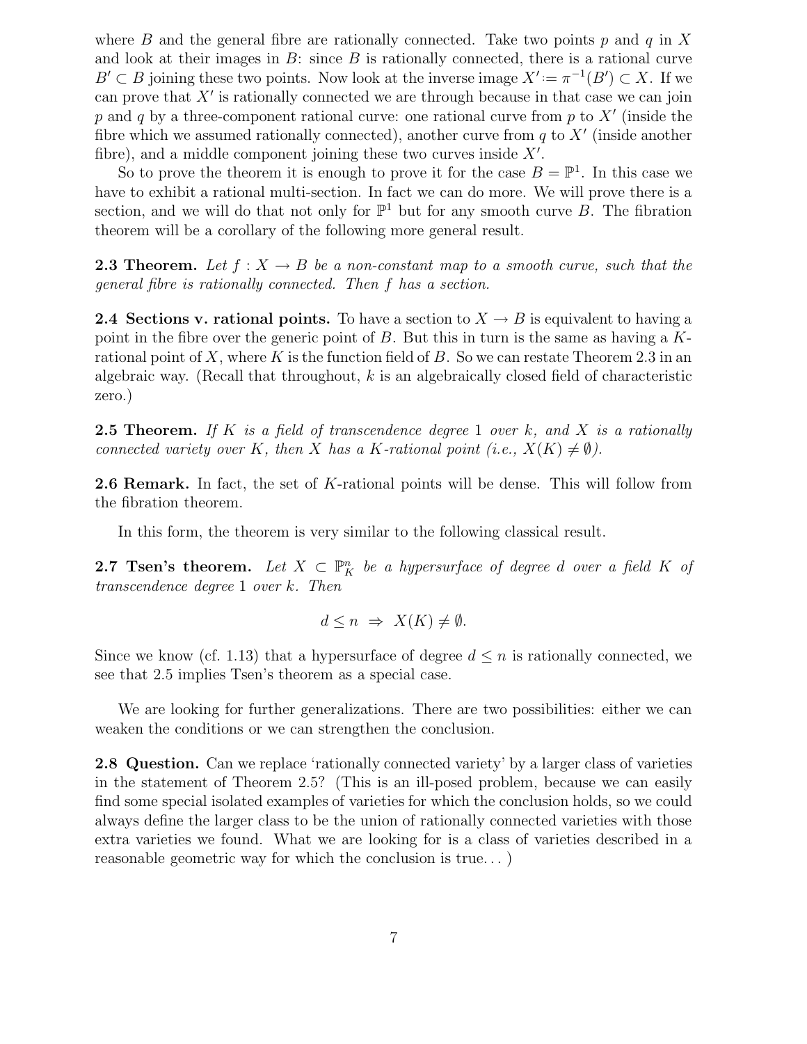where $B$ and the general fibre are rationally connected. Take two points $p$ and $q$ in $X$ and look at their images in $B$: since $B$ is rationally connected, there is a rational curve $B' \subset B$ joining these two points. Now look at the inverse image $X' := \pi^{-1}(B') \subset X$. If we can prove that $X'$ is rationally connected we are through because in that case we can join $p$ and $q$ by a three-component rational curve: one rational curve from $p$ to $X'$ (inside the fibre which we assumed rationally connected), another curve from $q$ to $X'$ (inside another fibre), and a middle component joining these two curves inside $X'$.

So to prove the theorem it is enough to prove it for the case $B = \mathbb{P}^1$. In this case we have to exhibit a rational multi-section. In fact we can do more. We will prove there is a section, and we will do that not only for $\mathbb{P}^1$ but for any smooth curve $B$. The fibration theorem will be a corollary of the following more general result.

**2.3 Theorem.** *Let $f : X \to B$ be a non-constant map to a smooth curve, such that the general fibre is rationally connected. Then $f$ has a section.*

**2.4 Sections v. rational points.** To have a section to $X \to B$ is equivalent to having a point in the fibre over the generic point of $B$. But this in turn is the same as having a $K$-rational point of $X$, where $K$ is the function field of $B$. So we can restate Theorem 2.3 in an algebraic way. (Recall that throughout, $k$ is an algebraically closed field of characteristic zero.)

**2.5 Theorem.** *If $K$ is a field of transcendence degree 1 over $k$, and $X$ is a rationally connected variety over $K$, then $X$ has a $K$-rational point (i.e., $X(K) \neq \emptyset$).*

**2.6 Remark.** In fact, the set of $K$-rational points will be dense. This will follow from the fibration theorem.

In this form, the theorem is very similar to the following classical result.

**2.7 Tsen's theorem.** *Let $X \subset \mathbb{P}^n_K$ be a hypersurface of degree $d$ over a field $K$ of transcendence degree 1 over $k$. Then*

$$d \leq n \;\Rightarrow\; X(K) \neq \emptyset.$$

Since we know (cf. 1.13) that a hypersurface of degree $d \leq n$ is rationally connected, we see that 2.5 implies Tsen's theorem as a special case.

We are looking for further generalizations. There are two possibilities: either we can weaken the conditions or we can strengthen the conclusion.

**2.8 Question.** Can we replace 'rationally connected variety' by a larger class of varieties in the statement of Theorem 2.5? (This is an ill-posed problem, because we can easily find some special isolated examples of varieties for which the conclusion holds, so we could always define the larger class to be the union of rationally connected varieties with those extra varieties we found. What we are looking for is a class of varieties described in a reasonable geometric way for which the conclusion is true. . . )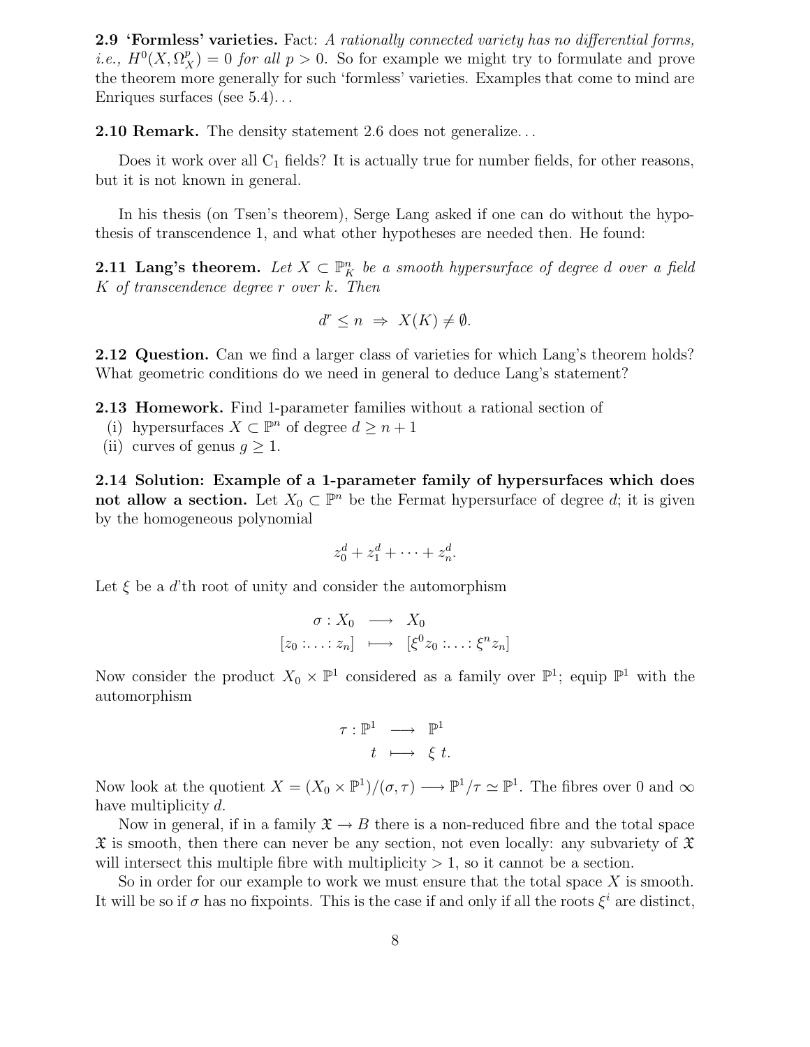**2.9 'Formless' varieties.** Fact: *A rationally connected variety has no differential forms, i.e., $H^0(X, \Omega_X^p) = 0$ for all $p > 0$.* So for example we might try to formulate and prove the theorem more generally for such 'formless' varieties. Examples that come to mind are Enriques surfaces (see 5.4)...

**2.10 Remark.** The density statement 2.6 does not generalize...

Does it work over all $C_1$ fields? It is actually true for number fields, for other reasons, but it is not known in general.

In his thesis (on Tsen's theorem), Serge Lang asked if one can do without the hypothesis of transcendence 1, and what other hypotheses are needed then. He found:

**2.11 Lang's theorem.** *Let $X \subset \mathbb{P}^n_K$ be a smooth hypersurface of degree $d$ over a field $K$ of transcendence degree $r$ over $k$. Then*

$$d^r \leq n \;\Rightarrow\; X(K) \neq \emptyset.$$

**2.12 Question.** Can we find a larger class of varieties for which Lang's theorem holds? What geometric conditions do we need in general to deduce Lang's statement?

**2.13 Homework.** Find 1-parameter families without a rational section of
 (i) hypersurfaces $X \subset \mathbb{P}^n$ of degree $d \geq n+1$
 (ii) curves of genus $g \geq 1$.

**2.14 Solution: Example of a 1-parameter family of hypersurfaces which does not allow a section.** Let $X_0 \subset \mathbb{P}^n$ be the Fermat hypersurface of degree $d$; it is given by the homogeneous polynomial

$$z_0^d + z_1^d + \cdots + z_n^d.$$

Let $\xi$ be a $d$'th root of unity and consider the automorphism

$$\begin{array}{rcl} \sigma : X_0 & \longrightarrow & X_0 \\ [z_0 : \ldots : z_n] & \longmapsto & [\xi^0 z_0 : \ldots : \xi^n z_n] \end{array}$$

Now consider the product $X_0 \times \mathbb{P}^1$ considered as a family over $\mathbb{P}^1$; equip $\mathbb{P}^1$ with the automorphism

$$\begin{array}{rcl} \tau : \mathbb{P}^1 & \longrightarrow & \mathbb{P}^1 \\ t & \longmapsto & \xi\, t. \end{array}$$

Now look at the quotient $X = (X_0 \times \mathbb{P}^1)/(\sigma, \tau) \longrightarrow \mathbb{P}^1/\tau \simeq \mathbb{P}^1$. The fibres over 0 and $\infty$ have multiplicity $d$.

Now in general, if in a family $\mathfrak{X} \to B$ there is a non-reduced fibre and the total space $\mathfrak{X}$ is smooth, then there can never be any section, not even locally: any subvariety of $\mathfrak{X}$ will intersect this multiple fibre with multiplicity $> 1$, so it cannot be a section.

So in order for our example to work we must ensure that the total space $X$ is smooth. It will be so if $\sigma$ has no fixpoints. This is the case if and only if all the roots $\xi^i$ are distinct,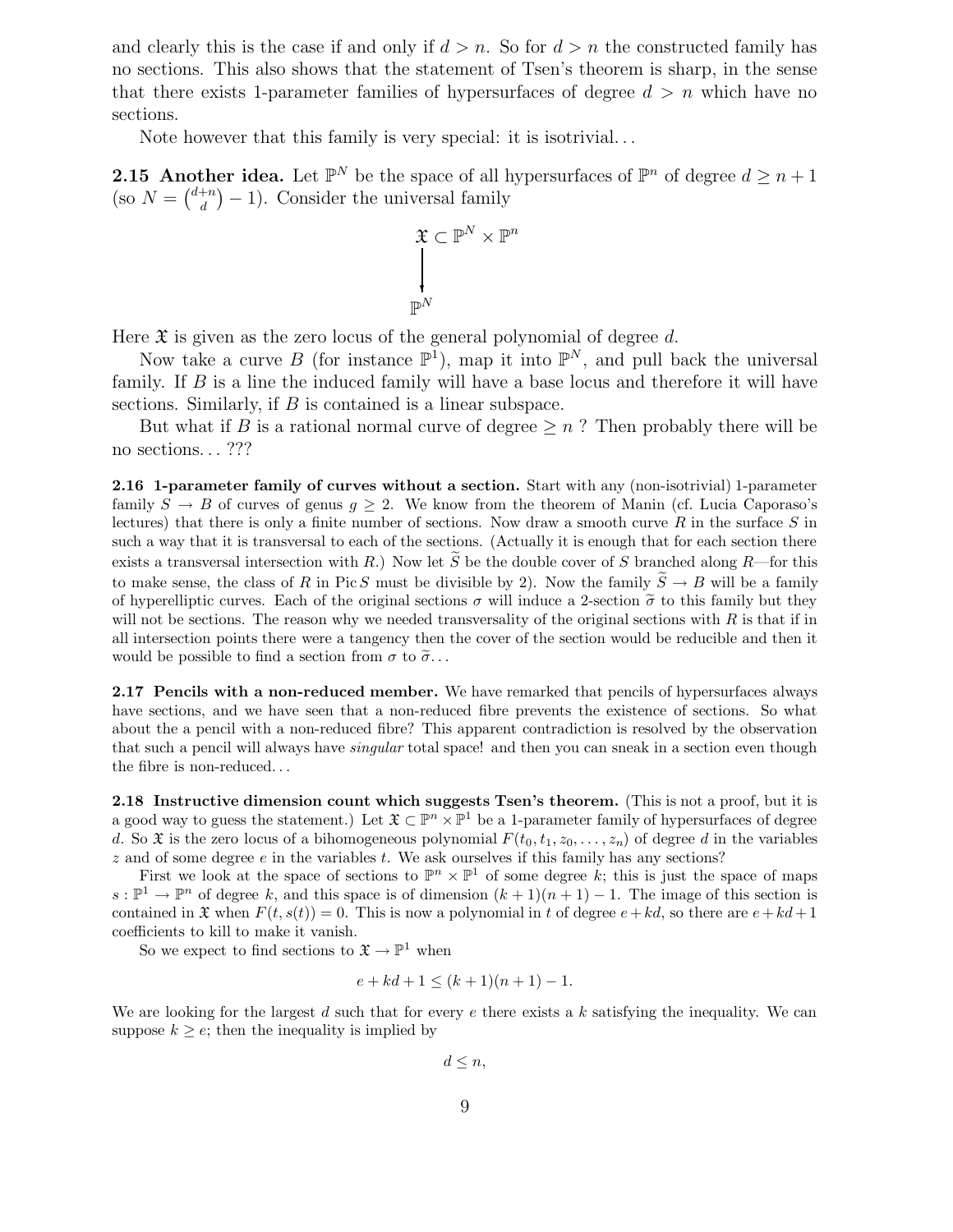and clearly this is the case if and only if $d > n$. So for $d > n$ the constructed family has no sections. This also shows that the statement of Tsen's theorem is sharp, in the sense that there exists 1-parameter families of hypersurfaces of degree $d > n$ which have no sections.

Note however that this family is very special: it is isotrivial…

**2.15 Another idea.** Let $\mathbb{P}^N$ be the space of all hypersurfaces of $\mathbb{P}^n$ of degree $d \geq n+1$ (so $N = \binom{d+n}{d} - 1$). Consider the universal family

$$\begin{array}{c} \mathfrak{X} \subset \mathbb{P}^N \times \mathbb{P}^n \\ \Big\downarrow \\ \mathbb{P}^N \end{array}$$

Here $\mathfrak{X}$ is given as the zero locus of the general polynomial of degree $d$.

Now take a curve $B$ (for instance $\mathbb{P}^1$), map it into $\mathbb{P}^N$, and pull back the universal family. If $B$ is a line the induced family will have a base locus and therefore it will have sections. Similarly, if $B$ is contained is a linear subspace.

But what if $B$ is a rational normal curve of degree $\geq n$ ? Then probably there will be no sections… ???

**2.16 1-parameter family of curves without a section.** Start with any (non-isotrivial) 1-parameter family $S \to B$ of curves of genus $g \geq 2$. We know from the theorem of Manin (cf. Lucia Caporaso's lectures) that there is only a finite number of sections. Now draw a smooth curve $R$ in the surface $S$ in such a way that it is transversal to each of the sections. (Actually it is enough that for each section there exists a transversal intersection with $R$.) Now let $\widetilde{S}$ be the double cover of $S$ branched along $R$—for this to make sense, the class of $R$ in $\operatorname{Pic} S$ must be divisible by 2). Now the family $\widetilde{S} \to B$ will be a family of hyperelliptic curves. Each of the original sections $\sigma$ will induce a 2-section $\widetilde{\sigma}$ to this family but they will not be sections. The reason why we needed transversality of the original sections with $R$ is that if in all intersection points there were a tangency then the cover of the section would be reducible and then it would be possible to find a section from $\sigma$ to $\widetilde{\sigma}$…

**2.17 Pencils with a non-reduced member.** We have remarked that pencils of hypersurfaces always have sections, and we have seen that a non-reduced fibre prevents the existence of sections. So what about the a pencil with a non-reduced fibre? This apparent contradiction is resolved by the observation that such a pencil will always have *singular* total space! and then you can sneak in a section even though the fibre is non-reduced…

**2.18 Instructive dimension count which suggests Tsen's theorem.** (This is not a proof, but it is a good way to guess the statement.) Let $\mathfrak{X} \subset \mathbb{P}^n \times \mathbb{P}^1$ be a 1-parameter family of hypersurfaces of degree $d$. So $\mathfrak{X}$ is the zero locus of a bihomogeneous polynomial $F(t_0, t_1, z_0, \ldots, z_n)$ of degree $d$ in the variables $z$ and of some degree $e$ in the variables $t$. We ask ourselves if this family has any sections?

First we look at the space of sections to $\mathbb{P}^n \times \mathbb{P}^1$ of some degree $k$; this is just the space of maps $s : \mathbb{P}^1 \to \mathbb{P}^n$ of degree $k$, and this space is of dimension $(k+1)(n+1) - 1$. The image of this section is contained in $\mathfrak{X}$ when $F(t, s(t)) = 0$. This is now a polynomial in $t$ of degree $e + kd$, so there are $e + kd + 1$ coefficients to kill to make it vanish.

So we expect to find sections to $\mathfrak{X} \to \mathbb{P}^1$ when

$$e + kd + 1 \leq (k+1)(n+1) - 1.$$

We are looking for the largest $d$ such that for every $e$ there exists a $k$ satisfying the inequality. We can suppose $k \geq e$; then the inequality is implied by

$$d \leq n,$$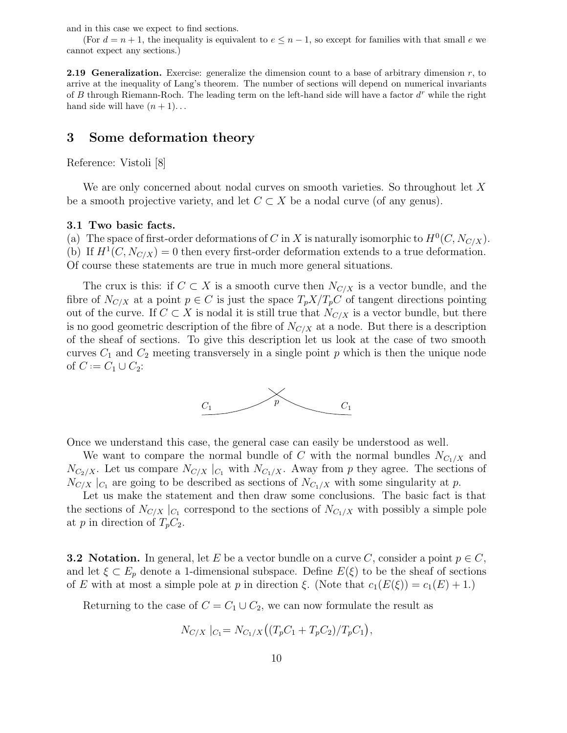and in this case we expect to find sections.

(For $d = n + 1$, the inequality is equivalent to $e \leq n - 1$, so except for families with that small $e$ we cannot expect any sections.)

**2.19 Generalization.** Exercise: generalize the dimension count to a base of arbitrary dimension $r$, to arrive at the inequality of Lang's theorem. The number of sections will depend on numerical invariants of $B$ through Riemann-Roch. The leading term on the left-hand side will have a factor $d^r$ while the right hand side will have $(n + 1)\ldots$

# 3 Some deformation theory

Reference: Vistoli [8]

We are only concerned about nodal curves on smooth varieties. So throughout let $X$ be a smooth projective variety, and let $C \subset X$ be a nodal curve (of any genus).

### 3.1 Two basic facts.

(a) The space of first-order deformations of $C$ in $X$ is naturally isomorphic to $H^0(C, N_{C/X})$.
(b) If $H^1(C, N_{C/X}) = 0$ then every first-order deformation extends to a true deformation.
Of course these statements are true in much more general situations.

The crux is this: if $C \subset X$ is a smooth curve then $N_{C/X}$ is a vector bundle, and the fibre of $N_{C/X}$ at a point $p \in C$ is just the space $T_pX/T_pC$ of tangent directions pointing out of the curve. If $C \subset X$ is nodal it is still true that $N_{C/X}$ is a vector bundle, but there is no good geometric description of the fibre of $N_{C/X}$ at a node. But there is a description of the sheaf of sections. To give this description let us look at the case of two smooth curves $C_1$ and $C_2$ meeting transversely in a single point $p$ which is then the unique node of $C := C_1 \cup C_2$:

$C_1$ $p$ $C_1$

Once we understand this case, the general case can easily be understood as well.

We want to compare the normal bundle of $C$ with the normal bundles $N_{C_1/X}$ and $N_{C_2/X}$. Let us compare $N_{C/X}|_{C_1}$ with $N_{C_1/X}$. Away from $p$ they agree. The sections of $N_{C/X}|_{C_1}$ are going to be described as sections of $N_{C_1/X}$ with some singularity at $p$.

Let us make the statement and then draw some conclusions. The basic fact is that the sections of $N_{C/X}|_{C_1}$ correspond to the sections of $N_{C_1/X}$ with possibly a simple pole at $p$ in direction of $T_pC_2$.

**3.2 Notation.** In general, let $E$ be a vector bundle on a curve $C$, consider a point $p \in C$, and let $\xi \subset E_p$ denote a 1-dimensional subspace. Define $E(\xi)$ to be the sheaf of sections of $E$ with at most a simple pole at $p$ in direction $\xi$. (Note that $c_1(E(\xi)) = c_1(E) + 1$.)

Returning to the case of $C = C_1 \cup C_2$, we can now formulate the result as

$$N_{C/X}|_{C_1} = N_{C_1/X}\big((T_pC_1 + T_pC_2)/T_pC_1\big),$$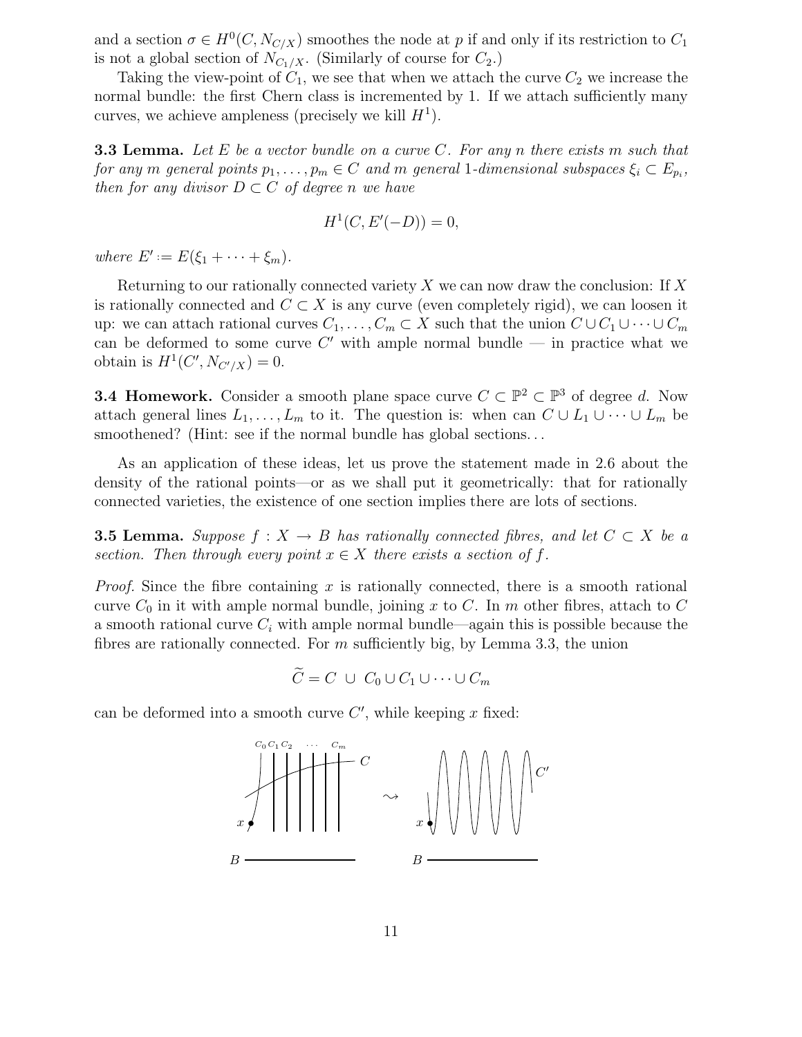and a section $\sigma \in H^0(C, N_{C/X})$ smoothes the node at $p$ if and only if its restriction to $C_1$ is not a global section of $N_{C_1/X}$. (Similarly of course for $C_2$.)

Taking the view-point of $C_1$, we see that when we attach the curve $C_2$ we increase the normal bundle: the first Chern class is incremented by 1. If we attach sufficiently many curves, we achieve ampleness (precisely we kill $H^1$).

**3.3 Lemma.** *Let $E$ be a vector bundle on a curve $C$. For any $n$ there exists $m$ such that for any $m$ general points $p_1, \ldots, p_m \in C$ and $m$ general 1-dimensional subspaces $\xi_i \subset E_{p_i}$, then for any divisor $D \subset C$ of degree $n$ we have*

$$H^1(C, E'(-D)) = 0,$$

*where $E' := E(\xi_1 + \cdots + \xi_m)$.*

Returning to our rationally connected variety $X$ we can now draw the conclusion: If $X$ is rationally connected and $C \subset X$ is any curve (even completely rigid), we can loosen it up: we can attach rational curves $C_1, \ldots, C_m \subset X$ such that the union $C \cup C_1 \cup \cdots \cup C_m$ can be deformed to some curve $C'$ with ample normal bundle — in practice what we obtain is $H^1(C', N_{C'/X}) = 0$.

**3.4 Homework.** Consider a smooth plane space curve $C \subset \mathbb{P}^2 \subset \mathbb{P}^3$ of degree $d$. Now attach general lines $L_1, \ldots, L_m$ to it. The question is: when can $C \cup L_1 \cup \cdots \cup L_m$ be smoothened? (Hint: see if the normal bundle has global sections...

As an application of these ideas, let us prove the statement made in 2.6 about the density of the rational points—or as we shall put it geometrically: that for rationally connected varieties, the existence of one section implies there are lots of sections.

**3.5 Lemma.** *Suppose $f : X \to B$ has rationally connected fibres, and let $C \subset X$ be a section. Then through every point $x \in X$ there exists a section of $f$.*

*Proof.* Since the fibre containing $x$ is rationally connected, there is a smooth rational curve $C_0$ in it with ample normal bundle, joining $x$ to $C$. In $m$ other fibres, attach to $C$ a smooth rational curve $C_i$ with ample normal bundle—again this is possible because the fibres are rationally connected. For $m$ sufficiently big, by Lemma 3.3, the union

$$\widetilde{C} = C \;\cup\; C_0 \cup C_1 \cup \cdots \cup C_m$$

can be deformed into a smooth curve $C'$, while keeping $x$ fixed: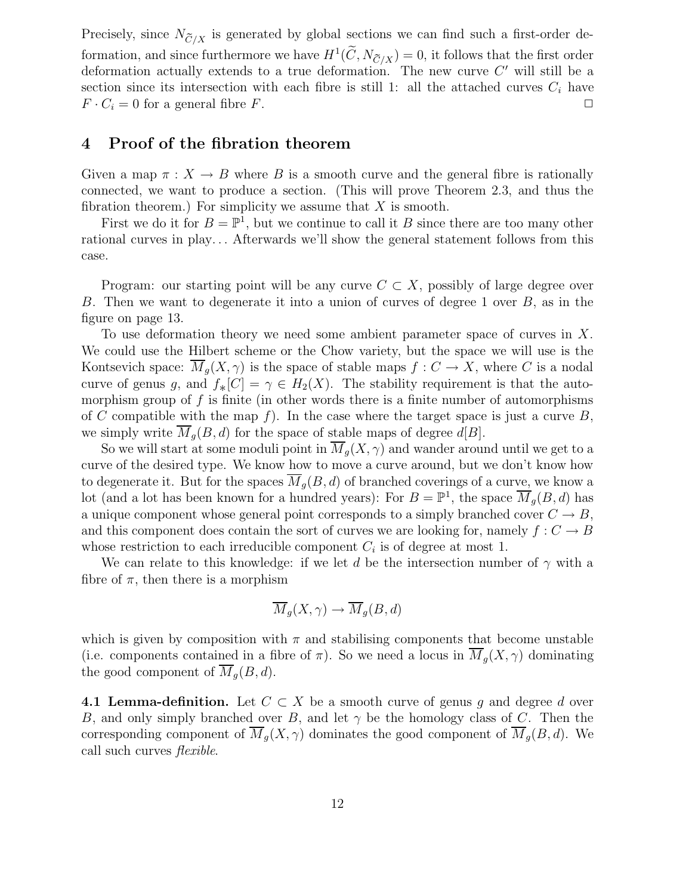Precisely, since $N_{\widetilde{C}/X}$ is generated by global sections we can find such a first-order deformation, and since furthermore we have $H^1(\widetilde{C}, N_{\widetilde{C}/X}) = 0$, it follows that the first order deformation actually extends to a true deformation. The new curve $C'$ will still be a section since its intersection with each fibre is still 1: all the attached curves $C_i$ have $F \cdot C_i = 0$ for a general fibre $F$. $\square$

## 4 Proof of the fibration theorem

Given a map $\pi : X \to B$ where $B$ is a smooth curve and the general fibre is rationally connected, we want to produce a section. (This will prove Theorem 2.3, and thus the fibration theorem.) For simplicity we assume that $X$ is smooth.

First we do it for $B = \mathbb{P}^1$, but we continue to call it $B$ since there are too many other rational curves in play... Afterwards we'll show the general statement follows from this case.

Program: our starting point will be any curve $C \subset X$, possibly of large degree over $B$. Then we want to degenerate it into a union of curves of degree 1 over $B$, as in the figure on page 13.

To use deformation theory we need some ambient parameter space of curves in $X$. We could use the Hilbert scheme or the Chow variety, but the space we will use is the Kontsevich space: $\overline{M}_g(X, \gamma)$ is the space of stable maps $f : C \to X$, where $C$ is a nodal curve of genus $g$, and $f_*[C] = \gamma \in H_2(X)$. The stability requirement is that the automorphism group of $f$ is finite (in other words there is a finite number of automorphisms of $C$ compatible with the map $f$). In the case where the target space is just a curve $B$, we simply write $\overline{M}_g(B, d)$ for the space of stable maps of degree $d[B]$.

So we will start at some moduli point in $\overline{M}_g(X, \gamma)$ and wander around until we get to a curve of the desired type. We know how to move a curve around, but we don't know how to degenerate it. But for the spaces $\overline{M}_g(B, d)$ of branched coverings of a curve, we know a lot (and a lot has been known for a hundred years): For $B = \mathbb{P}^1$, the space $\overline{M}_g(B, d)$ has a unique component whose general point corresponds to a simply branched cover $C \to B$, and this component does contain the sort of curves we are looking for, namely $f : C \to B$ whose restriction to each irreducible component $C_i$ is of degree at most 1.

We can relate to this knowledge: if we let $d$ be the intersection number of $\gamma$ with a fibre of $\pi$, then there is a morphism

$$\overline{M}_g(X, \gamma) \to \overline{M}_g(B, d)$$

which is given by composition with $\pi$ and stabilising components that become unstable (i.e. components contained in a fibre of $\pi$). So we need a locus in $\overline{M}_g(X, \gamma)$ dominating the good component of $\overline{M}_g(B, d)$.

**4.1 Lemma-definition.** Let $C \subset X$ be a smooth curve of genus $g$ and degree $d$ over $B$, and only simply branched over $B$, and let $\gamma$ be the homology class of $C$. Then the corresponding component of $\overline{M}_g(X, \gamma)$ dominates the good component of $\overline{M}_g(B, d)$. We call such curves *flexible*.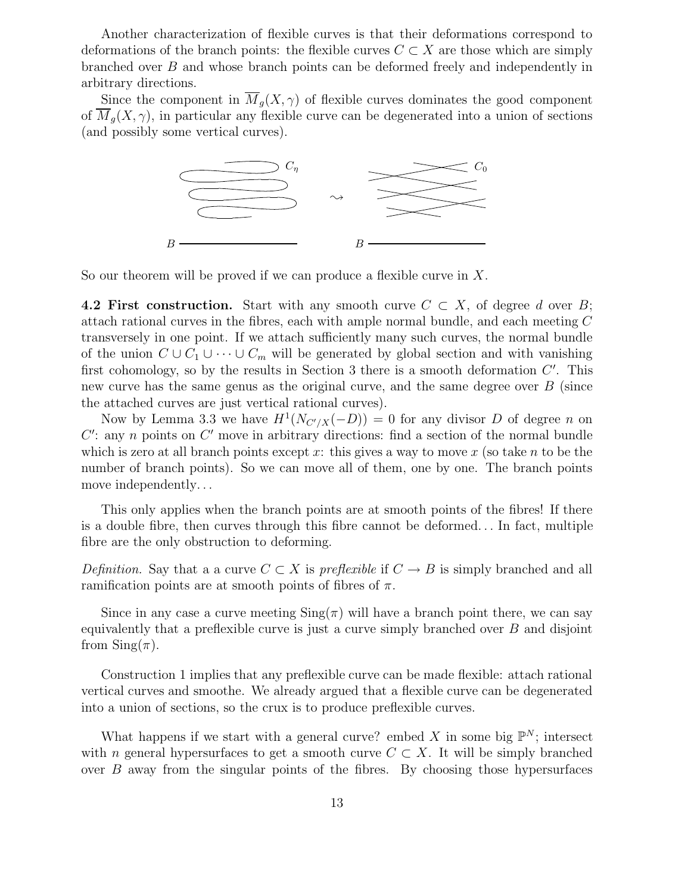Another characterization of flexible curves is that their deformations correspond to deformations of the branch points: the flexible curves $C \subset X$ are those which are simply branched over $B$ and whose branch points can be deformed freely and independently in arbitrary directions.

Since the component in $\overline{M}_g(X,\gamma)$ of flexible curves dominates the good component of $\overline{M}_g(X,\gamma)$, in particular any flexible curve can be degenerated into a union of sections (and possibly some vertical curves).

So our theorem will be proved if we can produce a flexible curve in $X$.

**4.2 First construction.** Start with any smooth curve $C \subset X$, of degree $d$ over $B$; attach rational curves in the fibres, each with ample normal bundle, and each meeting $C$ transversely in one point. If we attach sufficiently many such curves, the normal bundle of the union $C \cup C_1 \cup \cdots \cup C_m$ will be generated by global section and with vanishing first cohomology, so by the results in Section 3 there is a smooth deformation $C'$. This new curve has the same genus as the original curve, and the same degree over $B$ (since the attached curves are just vertical rational curves).

Now by Lemma 3.3 we have $H^1(N_{C'/X}(-D)) = 0$ for any divisor $D$ of degree $n$ on $C'$: any $n$ points on $C'$ move in arbitrary directions: find a section of the normal bundle which is zero at all branch points except $x$: this gives a way to move $x$ (so take $n$ to be the number of branch points). So we can move all of them, one by one. The branch points move independently…

This only applies when the branch points are at smooth points of the fibres! If there is a double fibre, then curves through this fibre cannot be deformed… In fact, multiple fibre are the only obstruction to deforming.

*Definition.* Say that a a curve $C \subset X$ is *preflexible* if $C \to B$ is simply branched and all ramification points are at smooth points of fibres of $\pi$.

Since in any case a curve meeting $\mathrm{Sing}(\pi)$ will have a branch point there, we can say equivalently that a preflexible curve is just a curve simply branched over $B$ and disjoint from $\mathrm{Sing}(\pi)$.

Construction 1 implies that any preflexible curve can be made flexible: attach rational vertical curves and smoothe. We already argued that a flexible curve can be degenerated into a union of sections, so the crux is to produce preflexible curves.

What happens if we start with a general curve? embed $X$ in some big $\mathbb{P}^N$; intersect with $n$ general hypersurfaces to get a smooth curve $C \subset X$. It will be simply branched over $B$ away from the singular points of the fibres. By choosing those hypersurfaces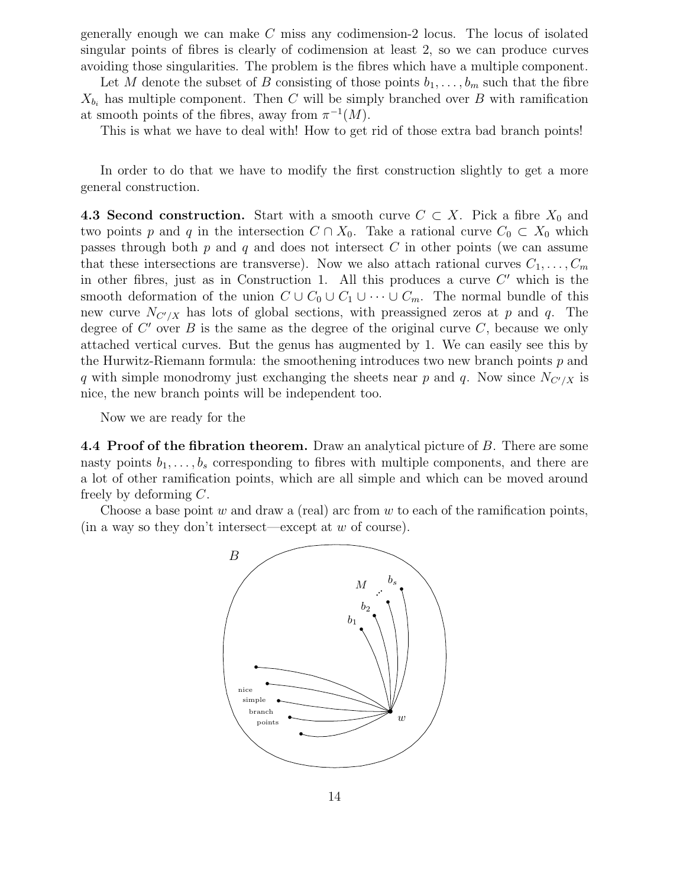generally enough we can make $C$ miss any codimension-2 locus. The locus of isolated singular points of fibres is clearly of codimension at least 2, so we can produce curves avoiding those singularities. The problem is the fibres which have a multiple component.

Let $M$ denote the subset of $B$ consisting of those points $b_1, \ldots, b_m$ such that the fibre $X_{b_i}$ has multiple component. Then $C$ will be simply branched over $B$ with ramification at smooth points of the fibres, away from $\pi^{-1}(M)$.

This is what we have to deal with! How to get rid of those extra bad branch points!

In order to do that we have to modify the first construction slightly to get a more general construction.

**4.3 Second construction.** Start with a smooth curve $C \subset X$. Pick a fibre $X_0$ and two points $p$ and $q$ in the intersection $C \cap X_0$. Take a rational curve $C_0 \subset X_0$ which passes through both $p$ and $q$ and does not intersect $C$ in other points (we can assume that these intersections are transverse). Now we also attach rational curves $C_1, \ldots, C_m$ in other fibres, just as in Construction 1. All this produces a curve $C'$ which is the smooth deformation of the union $C \cup C_0 \cup C_1 \cup \cdots \cup C_m$. The normal bundle of this new curve $N_{C'/X}$ has lots of global sections, with preassigned zeros at $p$ and $q$. The degree of $C'$ over $B$ is the same as the degree of the original curve $C$, because we only attached vertical curves. But the genus has augmented by 1. We can easily see this by the Hurwitz-Riemann formula: the smoothening introduces two new branch points $p$ and $q$ with simple monodromy just exchanging the sheets near $p$ and $q$. Now since $N_{C'/X}$ is nice, the new branch points will be independent too.

Now we are ready for the

**4.4 Proof of the fibration theorem.** Draw an analytical picture of $B$. There are some nasty points $b_1, \ldots, b_s$ corresponding to fibres with multiple components, and there are a lot of other ramification points, which are all simple and which can be moved around freely by deforming $C$.

Choose a base point $w$ and draw a (real) arc from $w$ to each of the ramification points, (in a way so they don't intersect—except at $w$ of course).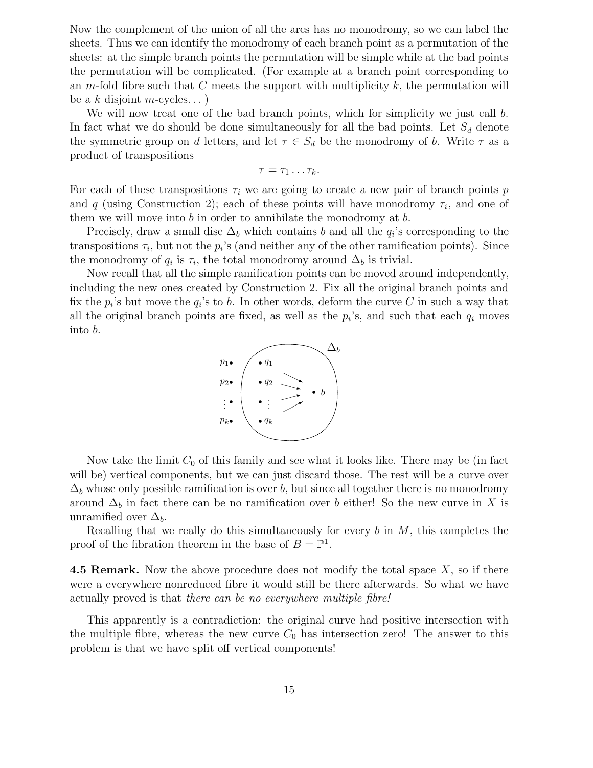Now the complement of the union of all the arcs has no monodromy, so we can label the sheets. Thus we can identify the monodromy of each branch point as a permutation of the sheets: at the simple branch points the permutation will be simple while at the bad points the permutation will be complicated. (For example at a branch point corresponding to an $m$-fold fibre such that $C$ meets the support with multiplicity $k$, the permutation will be a $k$ disjoint $m$-cycles. . . )

We will now treat one of the bad branch points, which for simplicity we just call $b$. In fact what we do should be done simultaneously for all the bad points. Let $S_d$ denote the symmetric group on $d$ letters, and let $\tau \in S_d$ be the monodromy of $b$. Write $\tau$ as a product of transpositions

$$\tau = \tau_1 \dots \tau_k.$$

For each of these transpositions $\tau_i$ we are going to create a new pair of branch points $p$ and $q$ (using Construction 2); each of these points will have monodromy $\tau_i$, and one of them we will move into $b$ in order to annihilate the monodromy at $b$.

Precisely, draw a small disc $\Delta_b$ which contains $b$ and all the $q_i$'s corresponding to the transpositions $\tau_i$, but not the $p_i$'s (and neither any of the other ramification points). Since the monodromy of $q_i$ is $\tau_i$, the total monodromy around $\Delta_b$ is trivial.

Now recall that all the simple ramification points can be moved around independently, including the new ones created by Construction 2. Fix all the original branch points and fix the $p_i$'s but move the $q_i$'s to $b$. In other words, deform the curve $C$ in such a way that all the original branch points are fixed, as well as the $p_i$'s, and such that each $q_i$ moves into $b$.

Now take the limit $C_0$ of this family and see what it looks like. There may be (in fact will be) vertical components, but we can just discard those. The rest will be a curve over $\Delta_b$ whose only possible ramification is over $b$, but since all together there is no monodromy around $\Delta_b$ in fact there can be no ramification over $b$ either! So the new curve in $X$ is unramified over $\Delta_b$.

Recalling that we really do this simultaneously for every $b$ in $M$, this completes the proof of the fibration theorem in the base of $B = \mathbb{P}^1$.

**4.5 Remark.** Now the above procedure does not modify the total space $X$, so if there were a everywhere nonreduced fibre it would still be there afterwards. So what we have actually proved is that *there can be no everywhere multiple fibre!*

This apparently is a contradiction: the original curve had positive intersection with the multiple fibre, whereas the new curve $C_0$ has intersection zero! The answer to this problem is that we have split off vertical components!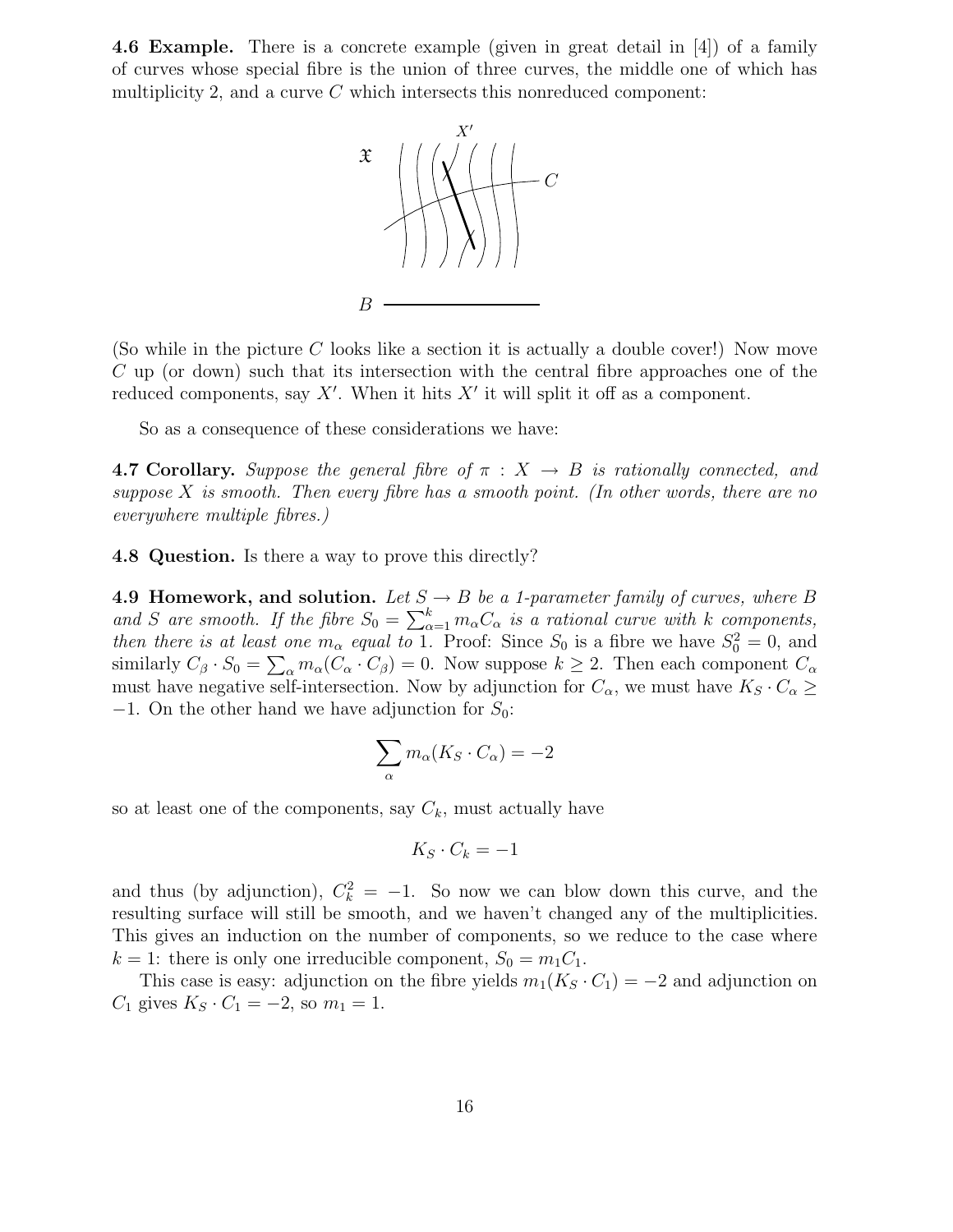**4.6 Example.** There is a concrete example (given in great detail in [4]) of a family of curves whose special fibre is the union of three curves, the middle one of which has multiplicity 2, and a curve $C$ which intersects this nonreduced component:

(So while in the picture $C$ looks like a section it is actually a double cover!) Now move $C$ up (or down) such that its intersection with the central fibre approaches one of the reduced components, say $X'$. When it hits $X'$ it will split it off as a component.

So as a consequence of these considerations we have:

**4.7 Corollary.** *Suppose the general fibre of $\pi : X \to B$ is rationally connected, and suppose $X$ is smooth. Then every fibre has a smooth point. (In other words, there are no everywhere multiple fibres.)*

**4.8 Question.** Is there a way to prove this directly?

**4.9 Homework, and solution.** *Let $S \to B$ be a 1-parameter family of curves, where $B$ and $S$ are smooth. If the fibre $S_0 = \sum_{\alpha=1}^{k} m_\alpha C_\alpha$ is a rational curve with $k$ components, then there is at least one $m_\alpha$ equal to* 1. Proof: Since $S_0$ is a fibre we have $S_0^2 = 0$, and similarly $C_\beta \cdot S_0 = \sum_\alpha m_\alpha (C_\alpha \cdot C_\beta) = 0$. Now suppose $k \geq 2$. Then each component $C_\alpha$ must have negative self-intersection. Now by adjunction for $C_\alpha$, we must have $K_S \cdot C_\alpha \geq -1$. On the other hand we have adjunction for $S_0$:

$$\sum_\alpha m_\alpha (K_S \cdot C_\alpha) = -2$$

so at least one of the components, say $C_k$, must actually have

$$K_S \cdot C_k = -1$$

and thus (by adjunction), $C_k^2 = -1$. So now we can blow down this curve, and the resulting surface will still be smooth, and we haven't changed any of the multiplicities. This gives an induction on the number of components, so we reduce to the case where $k = 1$: there is only one irreducible component, $S_0 = m_1 C_1$.

This case is easy: adjunction on the fibre yields $m_1(K_S \cdot C_1) = -2$ and adjunction on $C_1$ gives $K_S \cdot C_1 = -2$, so $m_1 = 1$.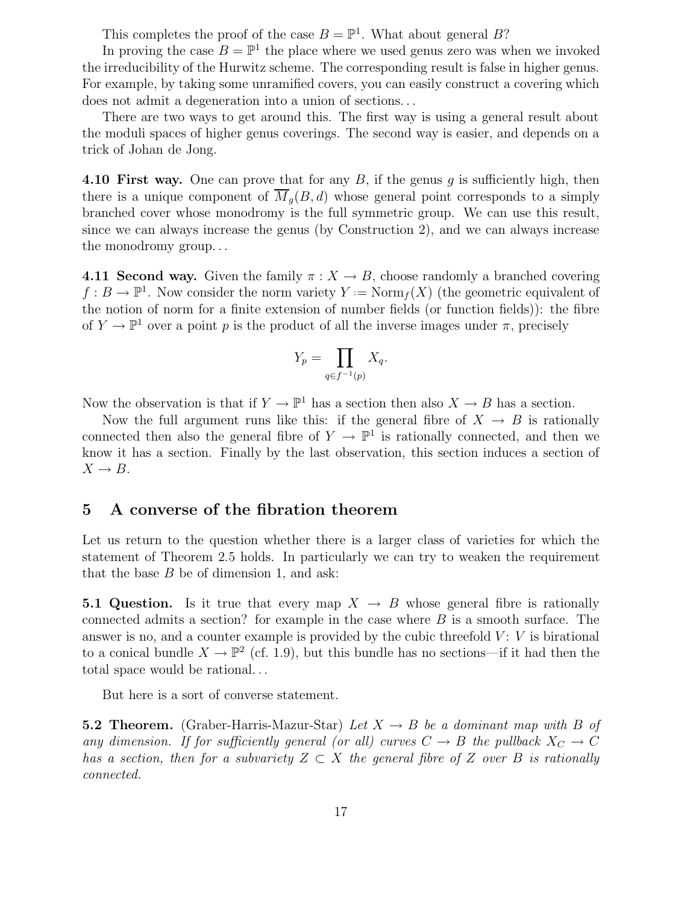This completes the proof of the case $B = \mathbb{P}^1$. What about general $B$?

In proving the case $B = \mathbb{P}^1$ the place where we used genus zero was when we invoked the irreducibility of the Hurwitz scheme. The corresponding result is false in higher genus. For example, by taking some unramified covers, you can easily construct a covering which does not admit a degeneration into a union of sections...

There are two ways to get around this. The first way is using a general result about the moduli spaces of higher genus coverings. The second way is easier, and depends on a trick of Johan de Jong.

**4.10 First way.** One can prove that for any $B$, if the genus $g$ is sufficiently high, then there is a unique component of $\overline{M}_g(B, d)$ whose general point corresponds to a simply branched cover whose monodromy is the full symmetric group. We can use this result, since we can always increase the genus (by Construction 2), and we can always increase the monodromy group...

**4.11 Second way.** Given the family $\pi : X \to B$, choose randomly a branched covering $f : B \to \mathbb{P}^1$. Now consider the norm variety $Y := \mathrm{Norm}_f(X)$ (the geometric equivalent of the notion of norm for a finite extension of number fields (or function fields)): the fibre of $Y \to \mathbb{P}^1$ over a point $p$ is the product of all the inverse images under $\pi$, precisely

$$Y_p = \prod_{q \in f^{-1}(p)} X_q.$$

Now the observation is that if $Y \to \mathbb{P}^1$ has a section then also $X \to B$ has a section.

Now the full argument runs like this: if the general fibre of $X \to B$ is rationally connected then also the general fibre of $Y \to \mathbb{P}^1$ is rationally connected, and then we know it has a section. Finally by the last observation, this section induces a section of $X \to B$.

## 5 A converse of the fibration theorem

Let us return to the question whether there is a larger class of varieties for which the statement of Theorem 2.5 holds. In particularly we can try to weaken the requirement that the base $B$ be of dimension 1, and ask:

**5.1 Question.** Is it true that every map $X \to B$ whose general fibre is rationally connected admits a section? for example in the case where $B$ is a smooth surface. The answer is no, and a counter example is provided by the cubic threefold $V$: $V$ is birational to a conical bundle $X \to \mathbb{P}^2$ (cf. 1.9), but this bundle has no sections—if it had then the total space would be rational...

But here is a sort of converse statement.

**5.2 Theorem.** (Graber-Harris-Mazur-Star) *Let $X \to B$ be a dominant map with $B$ of any dimension. If for sufficiently general (or all) curves $C \to B$ the pullback $X_C \to C$ has a section, then for a subvariety $Z \subset X$ the general fibre of $Z$ over $B$ is rationally connected.*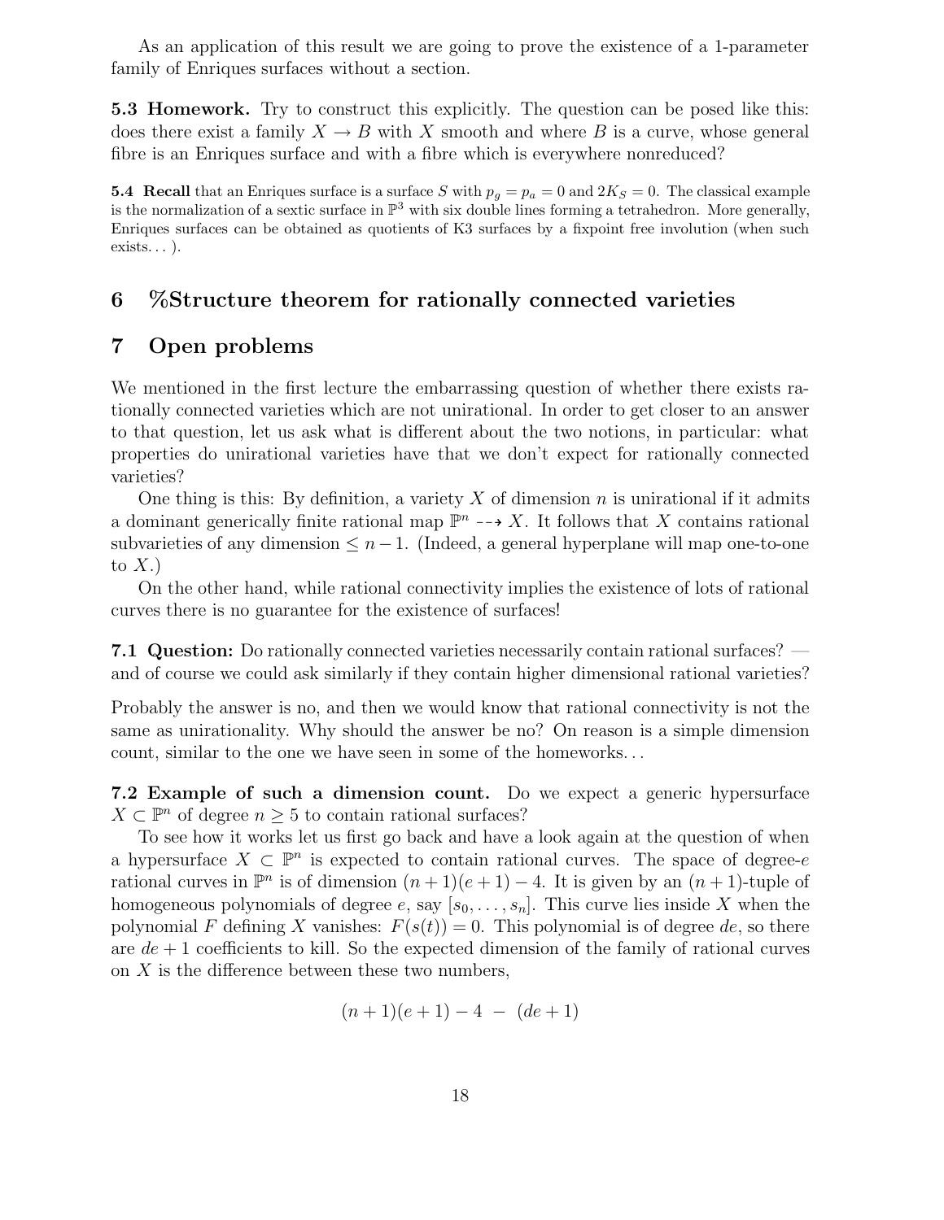As an application of this result we are going to prove the existence of a 1-parameter family of Enriques surfaces without a section.

**5.3 Homework.** Try to construct this explicitly. The question can be posed like this: does there exist a family $X \to B$ with $X$ smooth and where $B$ is a curve, whose general fibre is an Enriques surface and with a fibre which is everywhere nonreduced?

**5.4 Recall** that an Enriques surface is a surface $S$ with $p_g = p_a = 0$ and $2K_S = 0$. The classical example is the normalization of a sextic surface in $\mathbb{P}^3$ with six double lines forming a tetrahedron. More generally, Enriques surfaces can be obtained as quotients of K3 surfaces by a fixpoint free involution (when such exists. . . ).

## 6 %Structure theorem for rationally connected varieties

## 7 Open problems

We mentioned in the first lecture the embarrassing question of whether there exists rationally connected varieties which are not unirational. In order to get closer to an answer to that question, let us ask what is different about the two notions, in particular: what properties do unirational varieties have that we don't expect for rationally connected varieties?

One thing is this: By definition, a variety $X$ of dimension $n$ is unirational if it admits a dominant generically finite rational map $\mathbb{P}^n \dashrightarrow X$. It follows that $X$ contains rational subvarieties of any dimension $\leq n-1$. (Indeed, a general hyperplane will map one-to-one to $X$.)

On the other hand, while rational connectivity implies the existence of lots of rational curves there is no guarantee for the existence of surfaces!

**7.1 Question:** Do rationally connected varieties necessarily contain rational surfaces? — and of course we could ask similarly if they contain higher dimensional rational varieties?

Probably the answer is no, and then we would know that rational connectivity is not the same as unirationality. Why should the answer be no? On reason is a simple dimension count, similar to the one we have seen in some of the homeworks. . .

**7.2 Example of such a dimension count.** Do we expect a generic hypersurface $X \subset \mathbb{P}^n$ of degree $n \geq 5$ to contain rational surfaces?

To see how it works let us first go back and have a look again at the question of when a hypersurface $X \subset \mathbb{P}^n$ is expected to contain rational curves. The space of degree-$e$ rational curves in $\mathbb{P}^n$ is of dimension $(n+1)(e+1)-4$. It is given by an $(n+1)$-tuple of homogeneous polynomials of degree $e$, say $[s_0, \ldots, s_n]$. This curve lies inside $X$ when the polynomial $F$ defining $X$ vanishes: $F(s(t)) = 0$. This polynomial is of degree $de$, so there are $de+1$ coefficients to kill. So the expected dimension of the family of rational curves on $X$ is the difference between these two numbers,

$$(n+1)(e+1) - 4 \;-\; (de+1)$$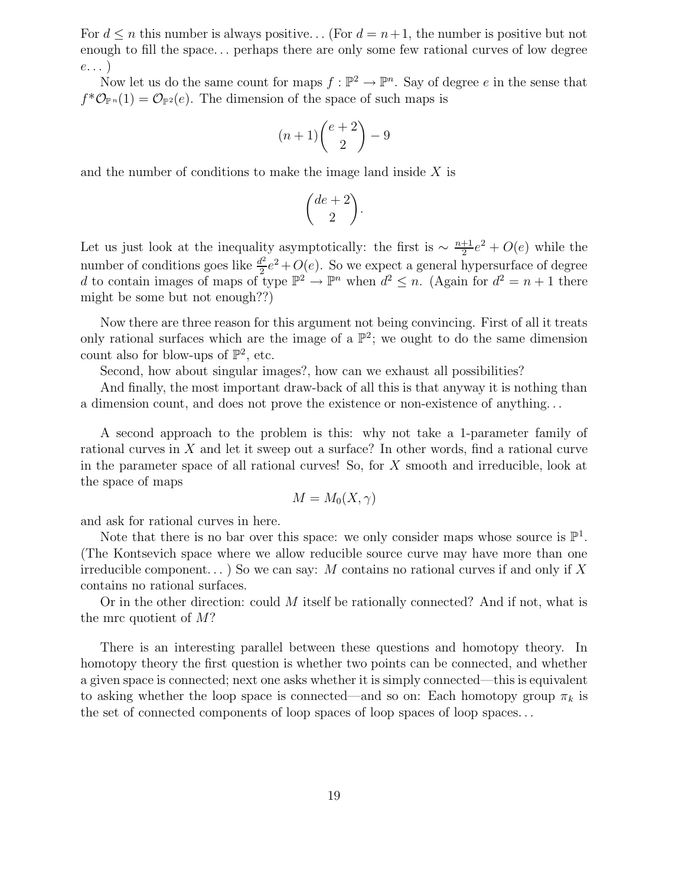For $d \leq n$ this number is always positive... (For $d = n+1$, the number is positive but not enough to fill the space... perhaps there are only some few rational curves of low degree $e$... )

Now let us do the same count for maps $f : \mathbb{P}^2 \to \mathbb{P}^n$. Say of degree $e$ in the sense that $f^*\mathcal{O}_{\mathbb{P}^n}(1) = \mathcal{O}_{\mathbb{P}^2}(e)$. The dimension of the space of such maps is

$$(n+1)\binom{e+2}{2} - 9$$

and the number of conditions to make the image land inside $X$ is

$$\binom{de+2}{2}.$$

Let us just look at the inequality asymptotically: the first is $\sim \frac{n+1}{2}e^2 + O(e)$ while the number of conditions goes like $\frac{d^2}{2}e^2 + O(e)$. So we expect a general hypersurface of degree $d$ to contain images of maps of type $\mathbb{P}^2 \to \mathbb{P}^n$ when $d^2 \leq n$. (Again for $d^2 = n+1$ there might be some but not enough??)

Now there are three reason for this argument not being convincing. First of all it treats only rational surfaces which are the image of a $\mathbb{P}^2$; we ought to do the same dimension count also for blow-ups of $\mathbb{P}^2$, etc.

Second, how about singular images?, how can we exhaust all possibilities?

And finally, the most important draw-back of all this is that anyway it is nothing than a dimension count, and does not prove the existence or non-existence of anything...

A second approach to the problem is this: why not take a 1-parameter family of rational curves in $X$ and let it sweep out a surface? In other words, find a rational curve in the parameter space of all rational curves! So, for $X$ smooth and irreducible, look at the space of maps

$$M = M_0(X, \gamma)$$

and ask for rational curves in here.

Note that there is no bar over this space: we only consider maps whose source is $\mathbb{P}^1$. (The Kontsevich space where we allow reducible source curve may have more than one irreducible component... ) So we can say: $M$ contains no rational curves if and only if $X$ contains no rational surfaces.

Or in the other direction: could $M$ itself be rationally connected? And if not, what is the mrc quotient of $M$?

There is an interesting parallel between these questions and homotopy theory. In homotopy theory the first question is whether two points can be connected, and whether a given space is connected; next one asks whether it is simply connected—this is equivalent to asking whether the loop space is connected—and so on: Each homotopy group $\pi_k$ is the set of connected components of loop spaces of loop spaces of loop spaces...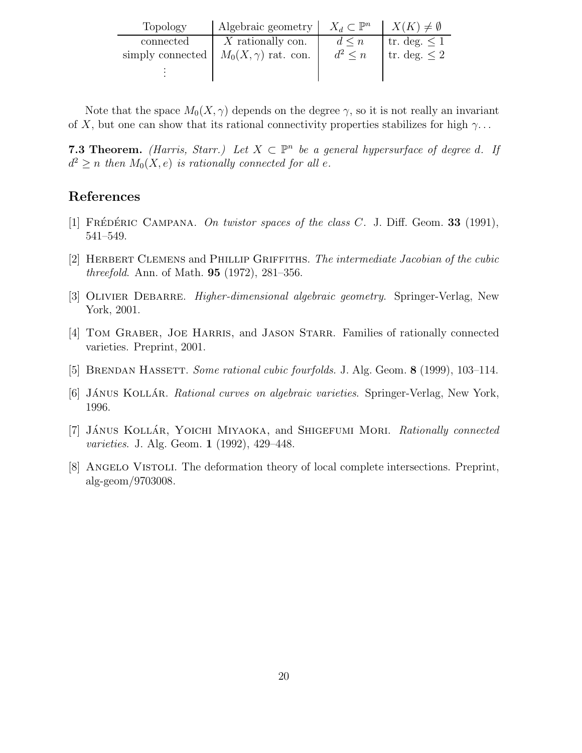| Topology | Algebraic geometry | $X_d \subset \mathbb{P}^n$ | $X(K) \neq \emptyset$ |
|---|---|---|---|
| connected | $X$ rationally con. | $d \leq n$ | tr. deg. $\leq 1$ |
| simply connected | $M_0(X, \gamma)$ rat. con. | $d^2 \leq n$ | tr. deg. $\leq 2$ |
| $\vdots$ | | | |

Note that the space $M_0(X, \gamma)$ depends on the degree $\gamma$, so it is not really an invariant of $X$, but one can show that its rational connectivity properties stabilizes for high $\gamma$...

**7.3 Theorem.** *(Harris, Starr.) Let $X \subset \mathbb{P}^n$ be a general hypersurface of degree $d$. If $d^2 \geq n$ then $M_0(X, e)$ is rationally connected for all $e$.*

## References

[1] Frédéric Campana. *On twistor spaces of the class C*. J. Diff. Geom. **33** (1991), 541–549.

[2] Herbert Clemens and Phillip Griffiths. *The intermediate Jacobian of the cubic threefold*. Ann. of Math. **95** (1972), 281–356.

[3] Olivier Debarre. *Higher-dimensional algebraic geometry*. Springer-Verlag, New York, 2001.

[4] Tom Graber, Joe Harris, and Jason Starr. Families of rationally connected varieties. Preprint, 2001.

[5] Brendan Hassett. *Some rational cubic fourfolds*. J. Alg. Geom. **8** (1999), 103–114.

[6] János Kollár. *Rational curves on algebraic varieties*. Springer-Verlag, New York, 1996.

[7] János Kollár, Yoichi Miyaoka, and Shigefumi Mori. *Rationally connected varieties*. J. Alg. Geom. **1** (1992), 429–448.

[8] Angelo Vistoli. The deformation theory of local complete intersections. Preprint, alg-geom/9703008.